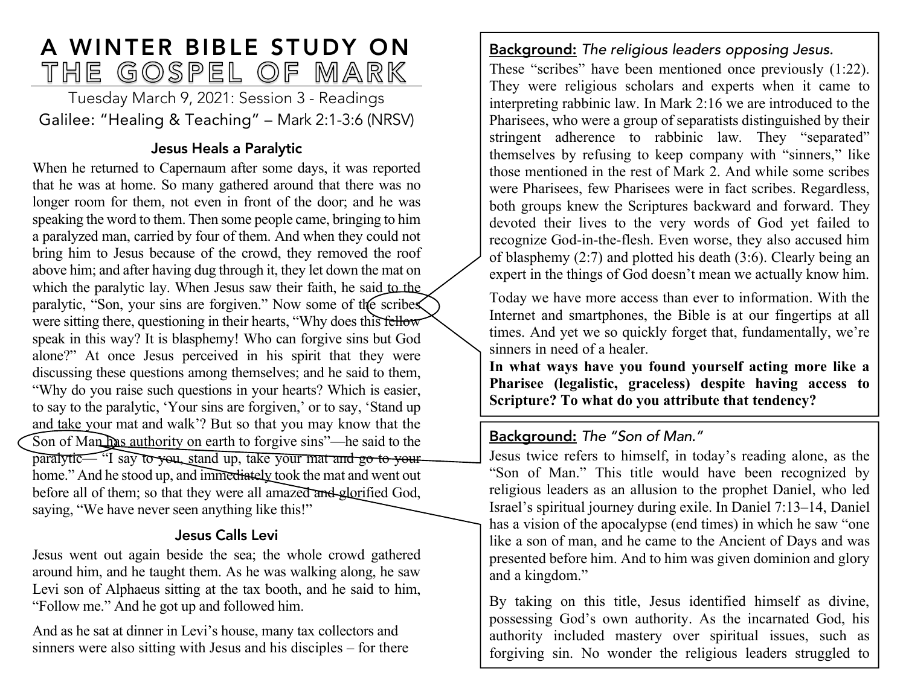# A WINTER BIBLE STUDY ON THE GOSPEL OF MARK

Tuesday March 9, 2021: Session 3 - Readings

Galilee: "Healing & Teaching" – Mark 2:1-3:6 (NRSV)

### Jesus Heals a Paralytic

When he returned to Capernaum after some days, it was reported that he was at home. So many gathered around that there was no longer room for them, not even in front of the door; and he was speaking the word to them. Then some people came, bringing to him a paralyzed man, carried by four of them. And when they could not bring him to Jesus because of the crowd, they removed the roof above him; and after having dug through it, they let down the mat on which the paralytic lay. When Jesus saw their faith, he said to the paralytic, "Son, your sins are forgiven." Now some of the scribes were sitting there, questioning in their hearts, "Why does this fellow speak in this way? It is blasphemy! Who can forgive sins but God alone?" At once Jesus perceived in his spirit that they were discussing these questions among themselves; and he said to them, "Why do you raise such questions in your hearts? Which is easier, to say to the paralytic, 'Your sins are forgiven,' or to say, 'Stand up and take your mat and walk'? But so that you may know that the Son of Man has authority on earth to forgive sins"—he said to the paralytic— "I say to you, stand up, take your mat and go to your home." And he stood up, and immediately took the mat and went out before all of them; so that they were all amazed and glorified God, saying, "We have never seen anything like this!"

### Jesus Calls Levi

Jesus went out again beside the sea; the whole crowd gathered around him, and he taught them. As he was walking along, he saw Levi son of Alphaeus sitting at the tax booth, and he said to him, "Follow me." And he got up and followed him.

And as he sat at dinner in Levi's house, many tax collectors and sinners were also sitting with Jesus and his disciples – for there

---

**Background:** *The religious leaders opposing Jesus.*

These "scribes" have been mentioned once previously (1:22). They were religious scholars and experts when it came to interpreting rabbinic law. In Mark 2:16 we are introduced to the Pharisees, who were a group of separatists distinguished by their stringent adherence to rabbinic law. They "separated" themselves by refusing to keep company with "sinners," like those mentioned in the rest of Mark 2. And while some scribes were Pharisees, few Pharisees were in fact scribes. Regardless, both groups knew the Scriptures backward and forward. They devoted their lives to the very words of God yet failed to recognize God-in-the-flesh. Even worse, they also accused him of blasphemy (2:7) and plotted his death (3:6). Clearly being an expert in the things of God doesn't mean we actually know him.

Today we have more access than ever to information. With the Internet and smartphones, the Bible is at our fingertips at all times. And yet we so quickly forget that, fundamentally, we're sinners in need of a healer.

**In what ways have you found yourself acting more like a Pharisee (legalistic, graceless) despite having access to Scripture? To what do you attribute that tendency?**

---

**Background:** *The "Son of Man."*

Jesus twice refers to himself, in today's reading alone, as the "Son of Man." This title would have been recognized by religious leaders as an allusion to the prophet Daniel, who led Israel's spiritual journey during exile. In Daniel 7:13–14, Daniel has a vision of the apocalypse (end times) in which he saw "one like a son of man, and he came to the Ancient of Days and was presented before him. And to him was given dominion and glory and a kingdom."

By taking on this title, Jesus identified himself as divine, possessing God's own authority. As the incarnated God, his authority included mastery over spiritual issues, such as forgiving sin. No wonder the religious leaders struggled to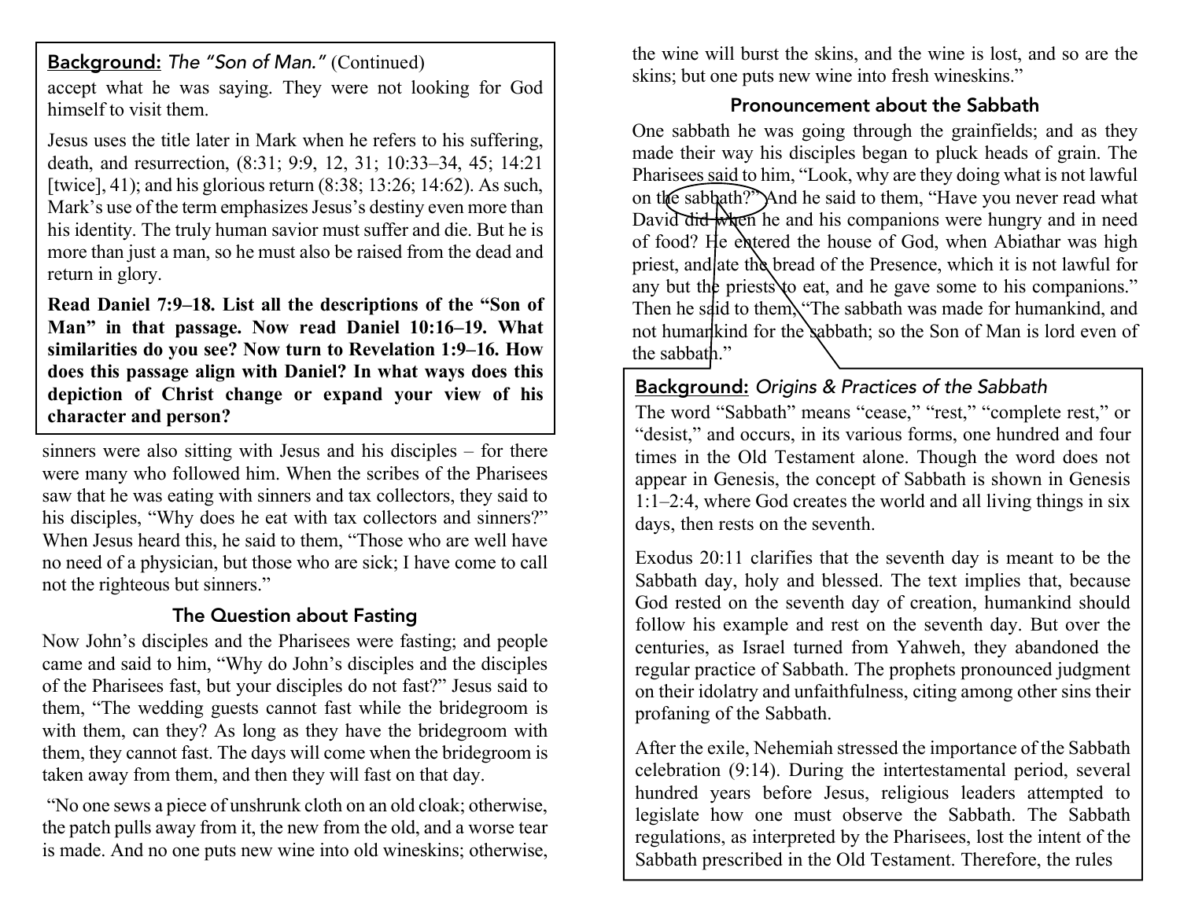**Background:** *The "Son of Man."* (Continued)

accept what he was saying. They were not looking for God himself to visit them.

Jesus uses the title later in Mark when he refers to his suffering, death, and resurrection, (8:31; 9:9, 12, 31; 10:33–34, 45; 14:21 [twice], 41); and his glorious return (8:38; 13:26; 14:62). As such, Mark's use of the term emphasizes Jesus's destiny even more than his identity. The truly human savior must suffer and die. But he is more than just a man, so he must also be raised from the dead and return in glory.

**Read Daniel 7:9–18. List all the descriptions of the "Son of Man" in that passage. Now read Daniel 10:16–19. What similarities do you see? Now turn to Revelation 1:9–16. How does this passage align with Daniel? In what ways does this depiction of Christ change or expand your view of his character and person?**

sinners were also sitting with Jesus and his disciples – for there were many who followed him. When the scribes of the Pharisees saw that he was eating with sinners and tax collectors, they said to his disciples, "Why does he eat with tax collectors and sinners?" When Jesus heard this, he said to them, "Those who are well have no need of a physician, but those who are sick; I have come to call not the righteous but sinners."

### The Question about Fasting

Now John's disciples and the Pharisees were fasting; and people came and said to him, "Why do John's disciples and the disciples of the Pharisees fast, but your disciples do not fast?" Jesus said to them, "The wedding guests cannot fast while the bridegroom is with them, can they? As long as they have the bridegroom with them, they cannot fast. The days will come when the bridegroom is taken away from them, and then they will fast on that day.

"No one sews a piece of unshrunk cloth on an old cloak; otherwise, the patch pulls away from it, the new from the old, and a worse tear is made. And no one puts new wine into old wineskins; otherwise, the wine will burst the skins, and the wine is lost, and so are the skins; but one puts new wine into fresh wineskins."

### Pronouncement about the Sabbath

One sabbath he was going through the grainfields; and as they made their way his disciples began to pluck heads of grain. The Pharisees said to him, "Look, why are they doing what is not lawful on the sabbath?" And he said to them, "Have you never read what David did when he and his companions were hungry and in need of food? He entered the house of God, when Abiathar was high priest, and ate the bread of the Presence, which it is not lawful for any but the priests to eat, and he gave some to his companions." Then he said to them, "The sabbath was made for humankind, and not humankind for the sabbath; so the Son of Man is lord even of the sabbath."

**Background:** *Origins & Practices of the Sabbath*

The word "Sabbath" means "cease," "rest," "complete rest," or "desist," and occurs, in its various forms, one hundred and four times in the Old Testament alone. Though the word does not appear in Genesis, the concept of Sabbath is shown in Genesis 1:1–2:4, where God creates the world and all living things in six days, then rests on the seventh.

Exodus 20:11 clarifies that the seventh day is meant to be the Sabbath day, holy and blessed. The text implies that, because God rested on the seventh day of creation, humankind should follow his example and rest on the seventh day. But over the centuries, as Israel turned from Yahweh, they abandoned the regular practice of Sabbath. The prophets pronounced judgment on their idolatry and unfaithfulness, citing among other sins their profaning of the Sabbath.

After the exile, Nehemiah stressed the importance of the Sabbath celebration (9:14). During the intertestamental period, several hundred years before Jesus, religious leaders attempted to legislate how one must observe the Sabbath. The Sabbath regulations, as interpreted by the Pharisees, lost the intent of the Sabbath prescribed in the Old Testament. Therefore, the rules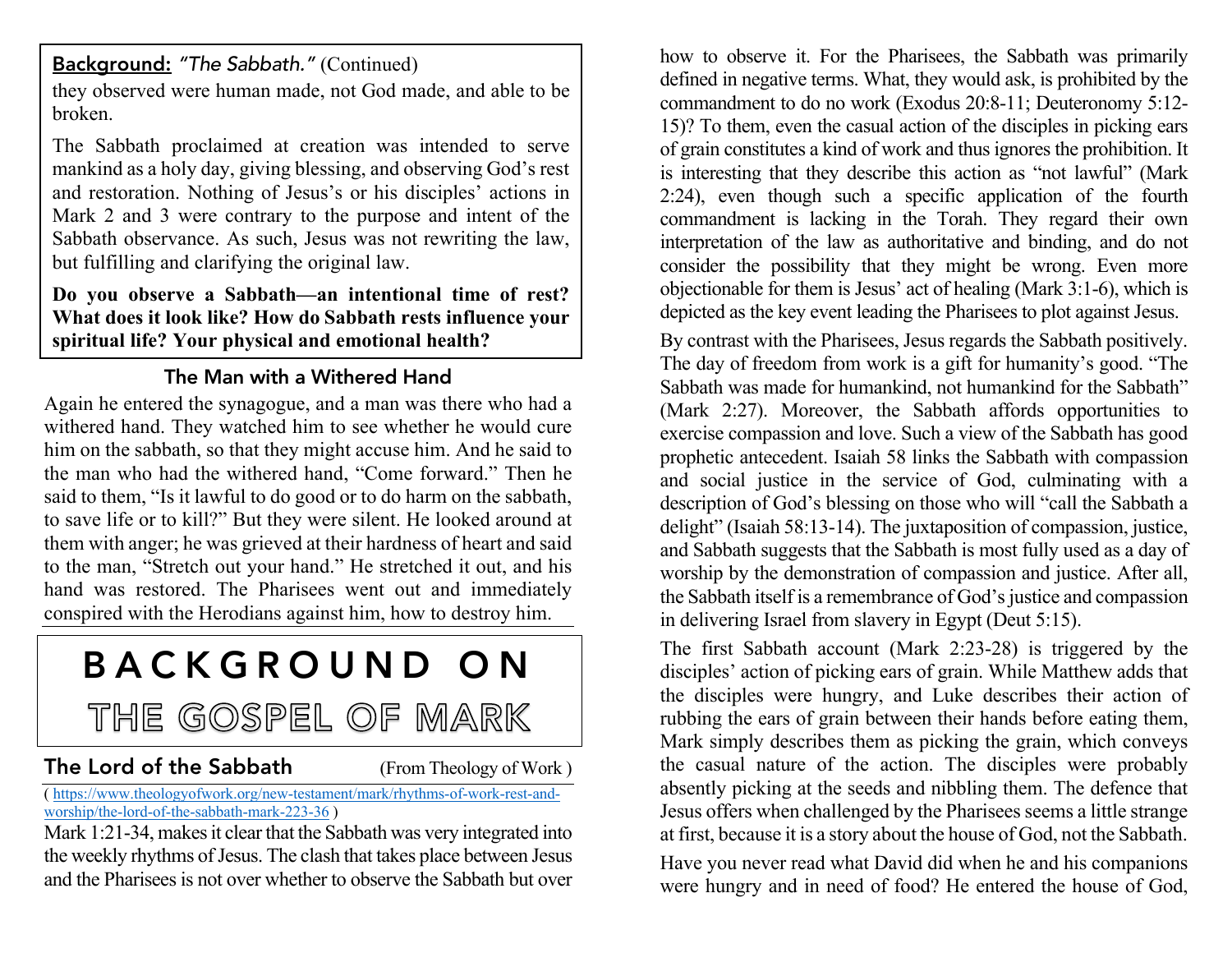**Background:** *"The Sabbath."* (Continued)

they observed were human made, not God made, and able to be broken.

The Sabbath proclaimed at creation was intended to serve mankind as a holy day, giving blessing, and observing God's rest and restoration. Nothing of Jesus's or his disciples' actions in Mark 2 and 3 were contrary to the purpose and intent of the Sabbath observance. As such, Jesus was not rewriting the law, but fulfilling and clarifying the original law.

**Do you observe a Sabbath—an intentional time of rest? What does it look like? How do Sabbath rests influence your spiritual life? Your physical and emotional health?**

### The Man with a Withered Hand

Again he entered the synagogue, and a man was there who had a withered hand. They watched him to see whether he would cure him on the sabbath, so that they might accuse him. And he said to the man who had the withered hand, "Come forward." Then he said to them, "Is it lawful to do good or to do harm on the sabbath, to save life or to kill?" But they were silent. He looked around at them with anger; he was grieved at their hardness of heart and said to the man, "Stretch out your hand." He stretched it out, and his hand was restored. The Pharisees went out and immediately conspired with the Herodians against him, how to destroy him.

# BACKGROUND ON THE GOSPEL OF MARK

### The Lord of the Sabbath

(From Theology of Work )

( https://www.theologyofwork.org/new-testament/mark/rhythms-of-work-rest-and-worship/the-lord-of-the-sabbath-mark-223-36 )

Mark 1:21-34, makes it clear that the Sabbath was very integrated into the weekly rhythms of Jesus. The clash that takes place between Jesus and the Pharisees is not over whether to observe the Sabbath but over how to observe it. For the Pharisees, the Sabbath was primarily defined in negative terms. What, they would ask, is prohibited by the commandment to do no work (Exodus 20:8-11; Deuteronomy 5:12-15)? To them, even the casual action of the disciples in picking ears of grain constitutes a kind of work and thus ignores the prohibition. It is interesting that they describe this action as "not lawful" (Mark 2:24), even though such a specific application of the fourth commandment is lacking in the Torah. They regard their own interpretation of the law as authoritative and binding, and do not consider the possibility that they might be wrong. Even more objectionable for them is Jesus' act of healing (Mark 3:1-6), which is depicted as the key event leading the Pharisees to plot against Jesus.

By contrast with the Pharisees, Jesus regards the Sabbath positively. The day of freedom from work is a gift for humanity's good. "The Sabbath was made for humankind, not humankind for the Sabbath" (Mark 2:27). Moreover, the Sabbath affords opportunities to exercise compassion and love. Such a view of the Sabbath has good prophetic antecedent. Isaiah 58 links the Sabbath with compassion and social justice in the service of God, culminating with a description of God's blessing on those who will "call the Sabbath a delight" (Isaiah 58:13-14). The juxtaposition of compassion, justice, and Sabbath suggests that the Sabbath is most fully used as a day of worship by the demonstration of compassion and justice. After all, the Sabbath itself is a remembrance of God's justice and compassion in delivering Israel from slavery in Egypt (Deut 5:15).

The first Sabbath account (Mark 2:23-28) is triggered by the disciples' action of picking ears of grain. While Matthew adds that the disciples were hungry, and Luke describes their action of rubbing the ears of grain between their hands before eating them, Mark simply describes them as picking the grain, which conveys the casual nature of the action. The disciples were probably absently picking at the seeds and nibbling them. The defence that Jesus offers when challenged by the Pharisees seems a little strange at first, because it is a story about the house of God, not the Sabbath.

Have you never read what David did when he and his companions were hungry and in need of food? He entered the house of God,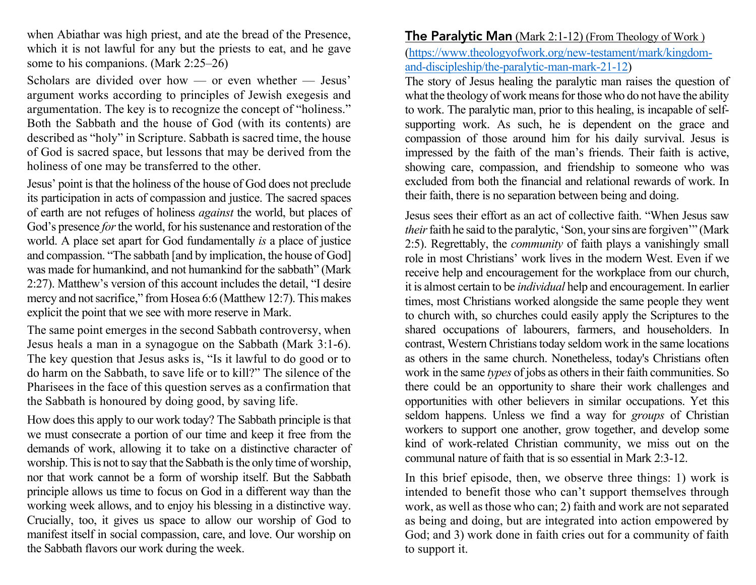when Abiathar was high priest, and ate the bread of the Presence, which it is not lawful for any but the priests to eat, and he gave some to his companions. (Mark 2:25–26)

Scholars are divided over how — or even whether — Jesus' argument works according to principles of Jewish exegesis and argumentation. The key is to recognize the concept of "holiness." Both the Sabbath and the house of God (with its contents) are described as "holy" in Scripture. Sabbath is sacred time, the house of God is sacred space, but lessons that may be derived from the holiness of one may be transferred to the other.

Jesus' point is that the holiness of the house of God does not preclude its participation in acts of compassion and justice. The sacred spaces of earth are not refuges of holiness *against* the world, but places of God's presence *for* the world, for his sustenance and restoration of the world. A place set apart for God fundamentally *is* a place of justice and compassion. "The sabbath [and by implication, the house of God] was made for humankind, and not humankind for the sabbath" (Mark 2:27). Matthew's version of this account includes the detail, "I desire mercy and not sacrifice," from Hosea 6:6 (Matthew 12:7). This makes explicit the point that we see with more reserve in Mark.

The same point emerges in the second Sabbath controversy, when Jesus heals a man in a synagogue on the Sabbath (Mark 3:1-6). The key question that Jesus asks is, "Is it lawful to do good or to do harm on the Sabbath, to save life or to kill?" The silence of the Pharisees in the face of this question serves as a confirmation that the Sabbath is honoured by doing good, by saving life.

How does this apply to our work today? The Sabbath principle is that we must consecrate a portion of our time and keep it free from the demands of work, allowing it to take on a distinctive character of worship. This is not to say that the Sabbath is the only time of worship, nor that work cannot be a form of worship itself. But the Sabbath principle allows us time to focus on God in a different way than the working week allows, and to enjoy his blessing in a distinctive way. Crucially, too, it gives us space to allow our worship of God to manifest itself in social compassion, care, and love. Our worship on the Sabbath flavors our work during the week.

## The Paralytic Man (Mark 2:1-12) (From Theology of Work )

(https://www.theologyofwork.org/new-testament/mark/kingdom-and-discipleship/the-paralytic-man-mark-21-12)

The story of Jesus healing the paralytic man raises the question of what the theology of work means for those who do not have the ability to work. The paralytic man, prior to this healing, is incapable of self-supporting work. As such, he is dependent on the grace and compassion of those around him for his daily survival. Jesus is impressed by the faith of the man's friends. Their faith is active, showing care, compassion, and friendship to someone who was excluded from both the financial and relational rewards of work. In their faith, there is no separation between being and doing.

Jesus sees their effort as an act of collective faith. "When Jesus saw *their* faith he said to the paralytic, 'Son, your sins are forgiven'" (Mark 2:5). Regrettably, the *community* of faith plays a vanishingly small role in most Christians' work lives in the modern West. Even if we receive help and encouragement for the workplace from our church, it is almost certain to be *individual* help and encouragement. In earlier times, most Christians worked alongside the same people they went to church with, so churches could easily apply the Scriptures to the shared occupations of labourers, farmers, and householders. In contrast, Western Christians today seldom work in the same locations as others in the same church. Nonetheless, today's Christians often work in the same *types* of jobs as others in their faith communities. So there could be an opportunity to share their work challenges and opportunities with other believers in similar occupations. Yet this seldom happens. Unless we find a way for *groups* of Christian workers to support one another, grow together, and develop some kind of work-related Christian community, we miss out on the communal nature of faith that is so essential in Mark 2:3-12.

In this brief episode, then, we observe three things: 1) work is intended to benefit those who can't support themselves through work, as well as those who can; 2) faith and work are not separated as being and doing, but are integrated into action empowered by God; and 3) work done in faith cries out for a community of faith to support it.